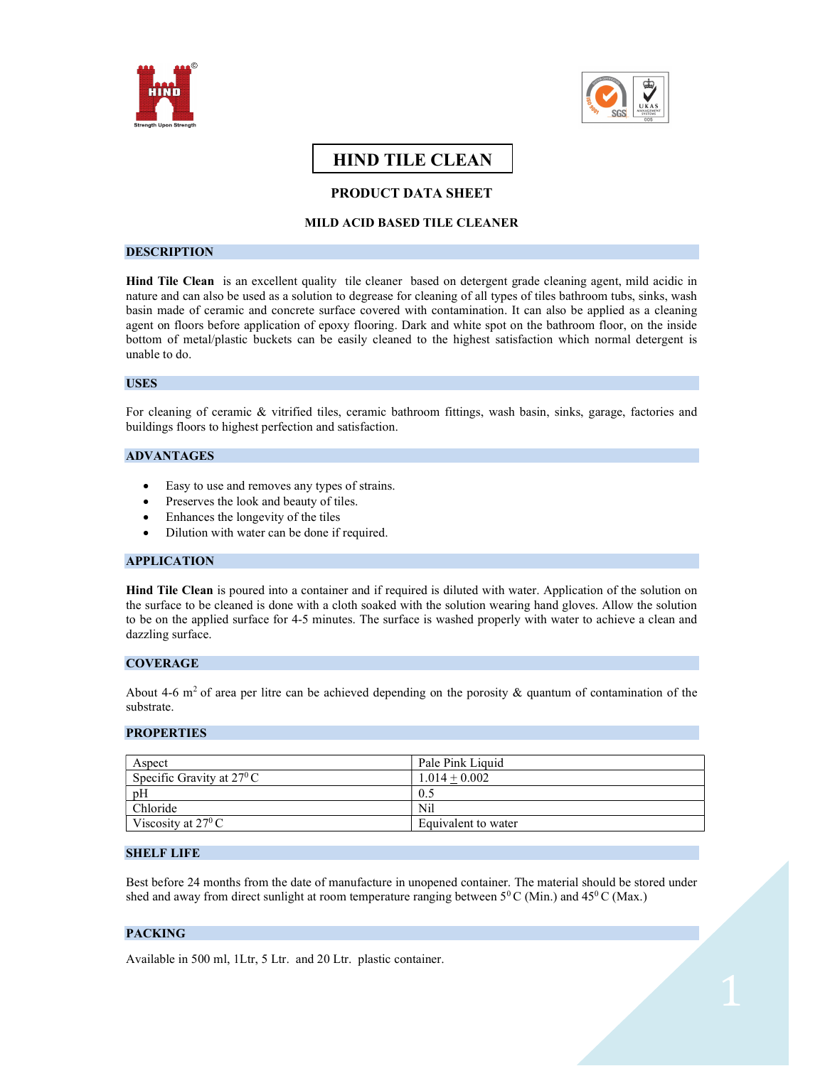# HIND TILE CLEAN

## PRODUCT DATA SHEET

### MILD ACID BASED TILE CLEANER

## DESCRIPTION

**Hind Tile Clean** is an excellent quality tile cleaner based on detergent grade cleaning agent, mild acidic in nature and can also be used as a solution to degrease for cleaning of all types of tiles bathroom tubs, sinks, wash basin made of ceramic and concrete surface covered with contamination. It can also be applied as a cleaning agent on floors before application of epoxy flooring. Dark and white spot on the bathroom floor, on the inside bottom of metal/plastic buckets can be easily cleaned to the highest satisfaction which normal detergent is unable to do.

## USES

For cleaning of ceramic & vitrified tiles, ceramic bathroom fittings, wash basin, sinks, garage, factories and buildings floors to highest perfection and satisfaction.

## ADVANTAGES

- Easy to use and removes any types of strains.
- Preserves the look and beauty of tiles.
- Enhances the longevity of the tiles
- Dilution with water can be done if required.

## APPLICATION

**Hind Tile Clean** is poured into a container and if required is diluted with water. Application of the solution on the surface to be cleaned is done with a cloth soaked with the solution wearing hand gloves. Allow the solution to be on the applied surface for 4-5 minutes. The surface is washed properly with water to achieve a clean and dazzling surface.

## COVERAGE

About 4-6 $m^2$ of area per litre can be achieved depending on the porosity & quantum of contamination of the substrate.

## PROPERTIES

| Aspect | Pale Pink Liquid |
|---|---|
| Specific Gravity at $27^0$ C | 1.014 $\pm$ 0.002 |
| pH | 0.5 |
| Chloride | Nil |
| Viscosity at $27^0$ C | Equivalent to water |

## SHELF LIFE

Best before 24 months from the date of manufacture in unopened container. The material should be stored under shed and away from direct sunlight at room temperature ranging between $5^0$ C (Min.) and $45^0$ C (Max.)

## PACKING

Available in 500 ml, 1Ltr, 5 Ltr. and 20 Ltr. plastic container.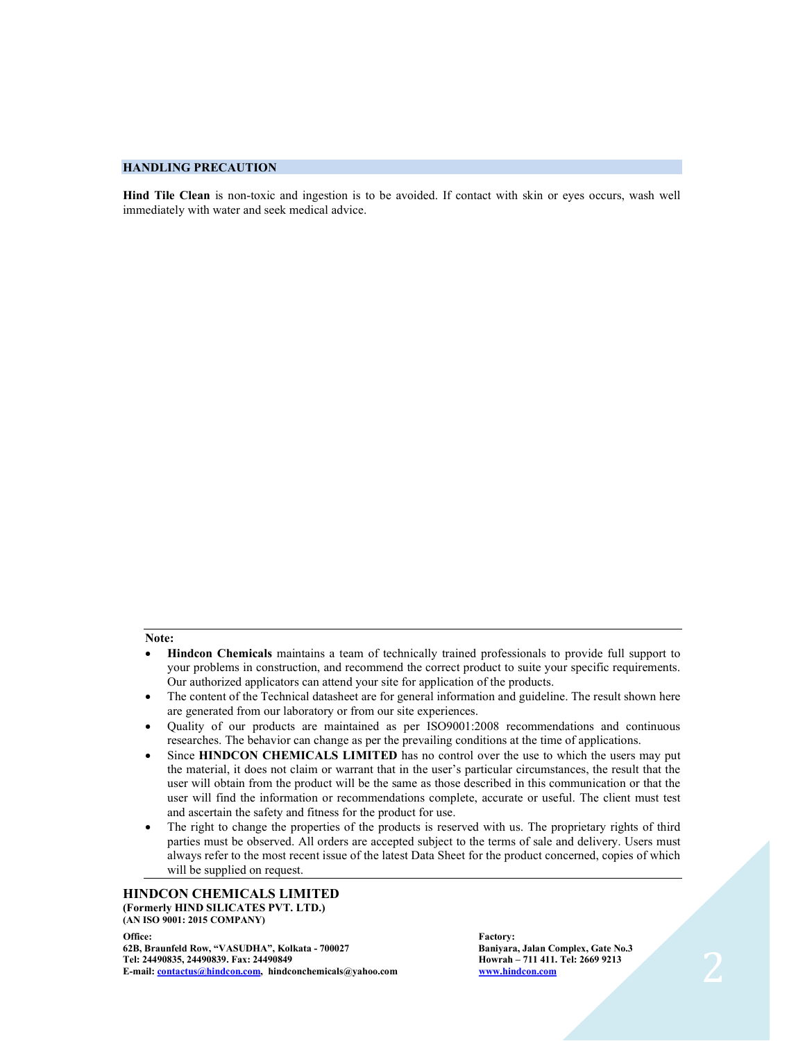## HANDLING PRECAUTION

**Hind Tile Clean** is non-toxic and ingestion is to be avoided. If contact with skin or eyes occurs, wash well immediately with water and seek medical advice.

**Note:**

- **Hindcon Chemicals** maintains a team of technically trained professionals to provide full support to your problems in construction, and recommend the correct product to suite your specific requirements. Our authorized applicators can attend your site for application of the products.
- The content of the Technical datasheet are for general information and guideline. The result shown here are generated from our laboratory or from our site experiences.
- Quality of our products are maintained as per ISO9001:2008 recommendations and continuous researches. The behavior can change as per the prevailing conditions at the time of applications.
- Since **HINDCON CHEMICALS LIMITED** has no control over the use to which the users may put the material, it does not claim or warrant that in the user's particular circumstances, the result that the user will obtain from the product will be the same as those described in this communication or that the user will find the information or recommendations complete, accurate or useful. The client must test and ascertain the safety and fitness for the product for use.
- The right to change the properties of the products is reserved with us. The proprietary rights of third parties must be observed. All orders are accepted subject to the terms of sale and delivery. Users must always refer to the most recent issue of the latest Data Sheet for the product concerned, copies of which will be supplied on request.

**HINDCON CHEMICALS LIMITED**
**(Formerly HIND SILICATES PVT. LTD.)**
**(AN ISO 9001: 2015 COMPANY)**

**Office:**
**62B, Braunfeld Row, "VASUDHA", Kolkata - 700027**
**Tel: 24490835, 24490839. Fax: 24490849**
**E-mail: contactus@hindcon.com, hindconchemicals@yahoo.com**

**Factory:**
**Baniyara, Jalan Complex, Gate No.3**
**Howrah – 711 411. Tel: 2669 9213**
**www.hindcon.com**